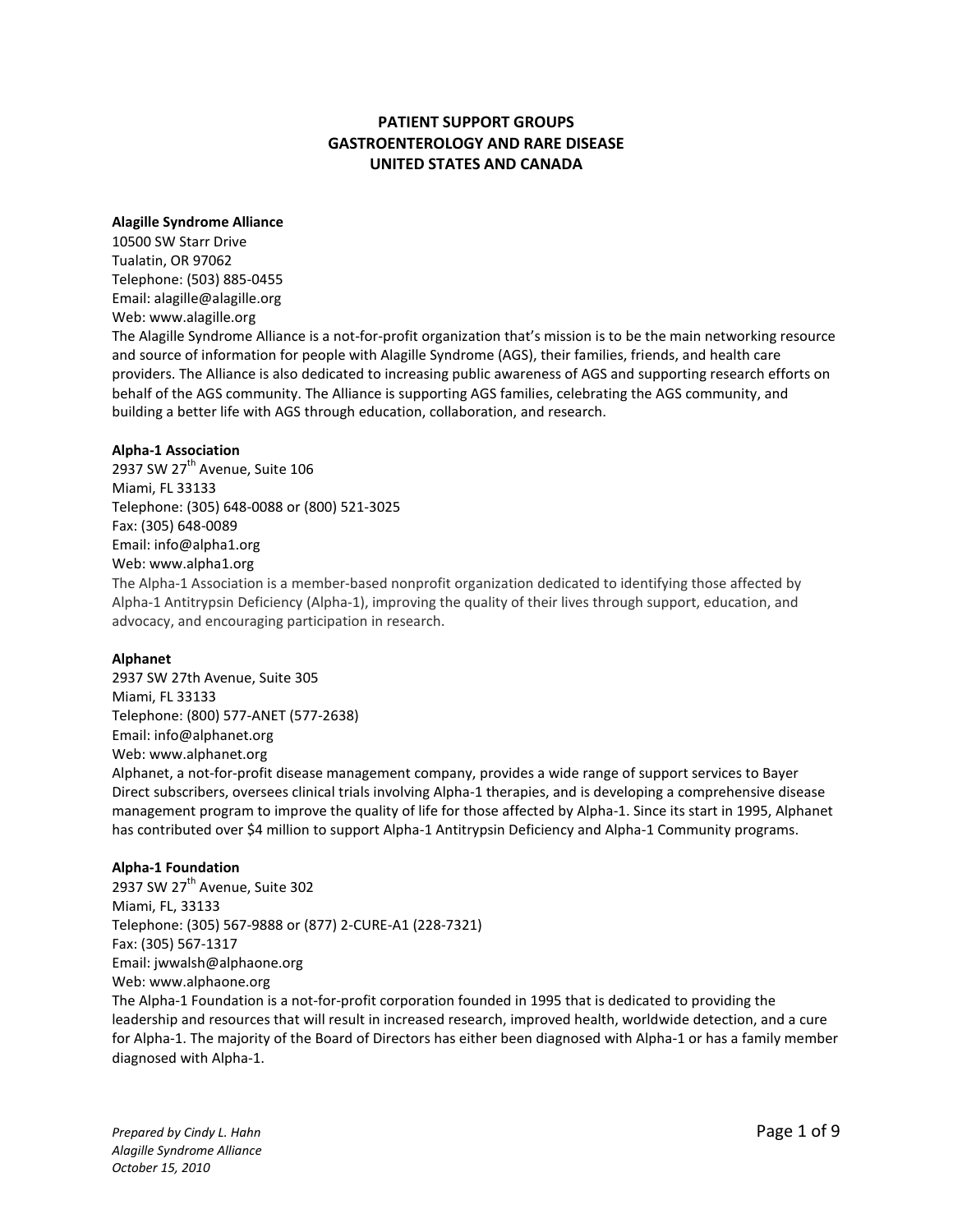# PATIENT SUPPORT GROUPS
# GASTROENTEROLOGY AND RARE DISEASE
# UNITED STATES AND CANADA

**Alagille Syndrome Alliance**
10500 SW Starr Drive
Tualatin, OR 97062
Telephone: (503) 885-0455
Email: alagille@alagille.org
Web: www.alagille.org
The Alagille Syndrome Alliance is a not-for-profit organization that's mission is to be the main networking resource and source of information for people with Alagille Syndrome (AGS), their families, friends, and health care providers. The Alliance is also dedicated to increasing public awareness of AGS and supporting research efforts on behalf of the AGS community. The Alliance is supporting AGS families, celebrating the AGS community, and building a better life with AGS through education, collaboration, and research.

**Alpha-1 Association**
2937 SW 27th Avenue, Suite 106
Miami, FL 33133
Telephone: (305) 648-0088 or (800) 521-3025
Fax: (305) 648-0089
Email: info@alpha1.org
Web: www.alpha1.org
The Alpha-1 Association is a member-based nonprofit organization dedicated to identifying those affected by Alpha-1 Antitrypsin Deficiency (Alpha-1), improving the quality of their lives through support, education, and advocacy, and encouraging participation in research.

**Alphanet**
2937 SW 27th Avenue, Suite 305
Miami, FL 33133
Telephone: (800) 577-ANET (577-2638)
Email: info@alphanet.org
Web: www.alphanet.org
Alphanet, a not-for-profit disease management company, provides a wide range of support services to Bayer Direct subscribers, oversees clinical trials involving Alpha-1 therapies, and is developing a comprehensive disease management program to improve the quality of life for those affected by Alpha-1. Since its start in 1995, Alphanet has contributed over $4 million to support Alpha-1 Antitrypsin Deficiency and Alpha-1 Community programs.

**Alpha-1 Foundation**
2937 SW 27th Avenue, Suite 302
Miami, FL, 33133
Telephone: (305) 567-9888 or (877) 2-CURE-A1 (228-7321)
Fax: (305) 567-1317
Email: jwwalsh@alphaone.org
Web: www.alphaone.org
The Alpha-1 Foundation is a not-for-profit corporation founded in 1995 that is dedicated to providing the leadership and resources that will result in increased research, improved health, worldwide detection, and a cure for Alpha-1. The majority of the Board of Directors has either been diagnosed with Alpha-1 or has a family member diagnosed with Alpha-1.

*Prepared by Cindy L. Hahn*
*Alagille Syndrome Alliance*
*October 15, 2010*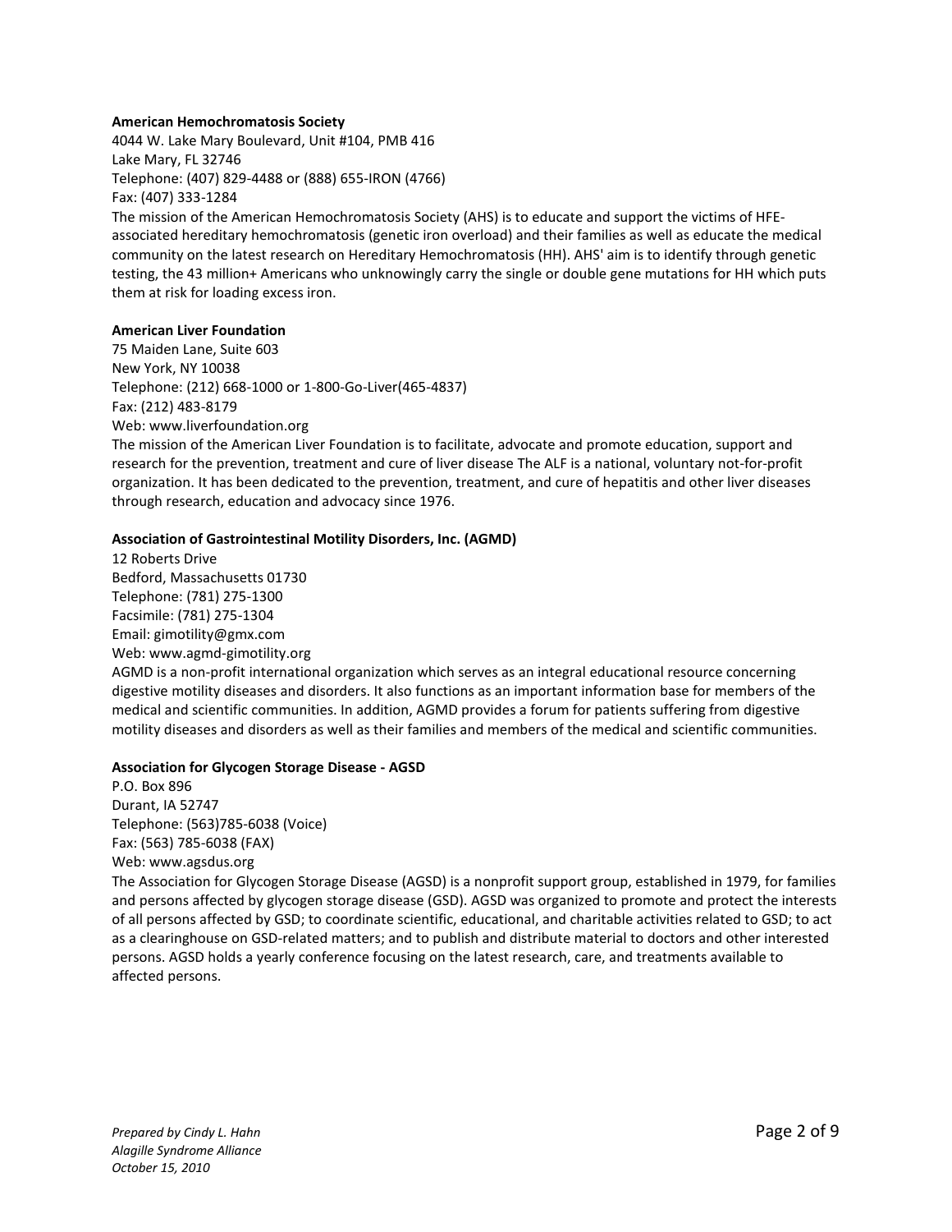**American Hemochromatosis Society**
4044 W. Lake Mary Boulevard, Unit #104, PMB 416
Lake Mary, FL 32746
Telephone: (407) 829-4488 or (888) 655-IRON (4766)
Fax: (407) 333-1284
The mission of the American Hemochromatosis Society (AHS) is to educate and support the victims of HFE-associated hereditary hemochromatosis (genetic iron overload) and their families as well as educate the medical community on the latest research on Hereditary Hemochromatosis (HH). AHS' aim is to identify through genetic testing, the 43 million+ Americans who unknowingly carry the single or double gene mutations for HH which puts them at risk for loading excess iron.

**American Liver Foundation**
75 Maiden Lane, Suite 603
New York, NY 10038
Telephone: (212) 668-1000 or 1-800-Go-Liver(465-4837)
Fax: (212) 483-8179
Web: www.liverfoundation.org
The mission of the American Liver Foundation is to facilitate, advocate and promote education, support and research for the prevention, treatment and cure of liver disease The ALF is a national, voluntary not-for-profit organization. It has been dedicated to the prevention, treatment, and cure of hepatitis and other liver diseases through research, education and advocacy since 1976.

**Association of Gastrointestinal Motility Disorders, Inc. (AGMD)**
12 Roberts Drive
Bedford, Massachusetts 01730
Telephone: (781) 275-1300
Facsimile: (781) 275-1304
Email: gimotility@gmx.com
Web: www.agmd-gimotility.org
AGMD is a non-profit international organization which serves as an integral educational resource concerning digestive motility diseases and disorders. It also functions as an important information base for members of the medical and scientific communities. In addition, AGMD provides a forum for patients suffering from digestive motility diseases and disorders as well as their families and members of the medical and scientific communities.

**Association for Glycogen Storage Disease - AGSD**
P.O. Box 896
Durant, IA 52747
Telephone: (563)785-6038 (Voice)
Fax: (563) 785-6038 (FAX)
Web: www.agsdus.org
The Association for Glycogen Storage Disease (AGSD) is a nonprofit support group, established in 1979, for families and persons affected by glycogen storage disease (GSD). AGSD was organized to promote and protect the interests of all persons affected by GSD; to coordinate scientific, educational, and charitable activities related to GSD; to act as a clearinghouse on GSD-related matters; and to publish and distribute material to doctors and other interested persons. AGSD holds a yearly conference focusing on the latest research, care, and treatments available to affected persons.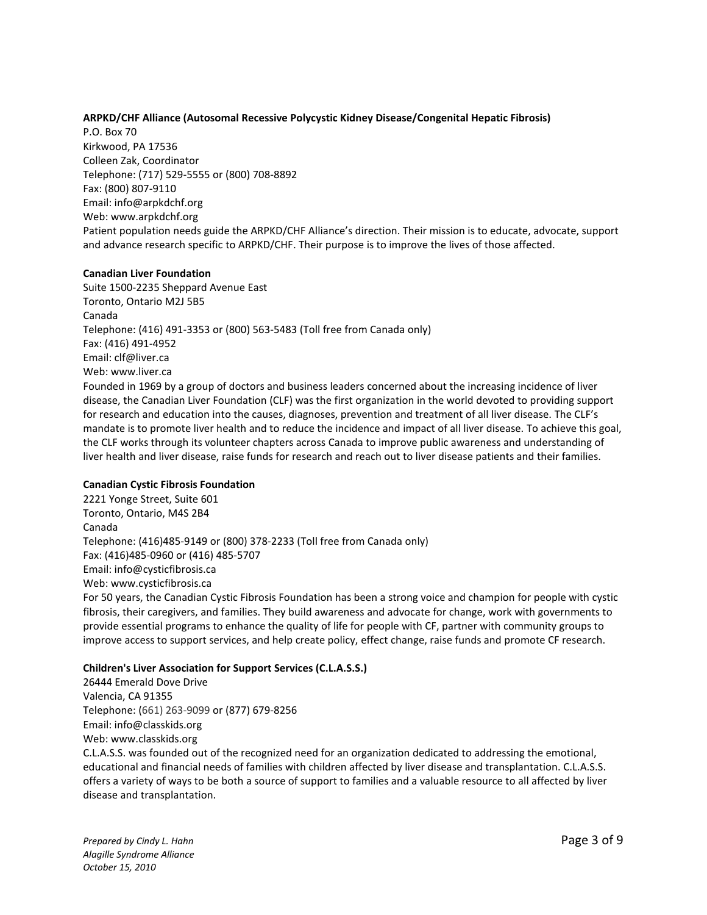**ARPKD/CHF Alliance (Autosomal Recessive Polycystic Kidney Disease/Congenital Hepatic Fibrosis)**
P.O. Box 70
Kirkwood, PA 17536
Colleen Zak, Coordinator
Telephone: (717) 529-5555 or (800) 708-8892
Fax: (800) 807-9110
Email: info@arpkdchf.org
Web: www.arpkdchf.org
Patient population needs guide the ARPKD/CHF Alliance's direction. Their mission is to educate, advocate, support and advance research specific to ARPKD/CHF. Their purpose is to improve the lives of those affected.

**Canadian Liver Foundation**
Suite 1500-2235 Sheppard Avenue East
Toronto, Ontario M2J 5B5
Canada
Telephone: (416) 491-3353 or (800) 563-5483 (Toll free from Canada only)
Fax: (416) 491-4952
Email: clf@liver.ca
Web: www.liver.ca
Founded in 1969 by a group of doctors and business leaders concerned about the increasing incidence of liver disease, the Canadian Liver Foundation (CLF) was the first organization in the world devoted to providing support for research and education into the causes, diagnoses, prevention and treatment of all liver disease. The CLF's mandate is to promote liver health and to reduce the incidence and impact of all liver disease. To achieve this goal, the CLF works through its volunteer chapters across Canada to improve public awareness and understanding of liver health and liver disease, raise funds for research and reach out to liver disease patients and their families.

**Canadian Cystic Fibrosis Foundation**
2221 Yonge Street, Suite 601
Toronto, Ontario, M4S 2B4
Canada
Telephone: (416)485-9149 or (800) 378-2233 (Toll free from Canada only)
Fax: (416)485-0960 or (416) 485-5707
Email: info@cysticfibrosis.ca
Web: www.cysticfibrosis.ca
For 50 years, the Canadian Cystic Fibrosis Foundation has been a strong voice and champion for people with cystic fibrosis, their caregivers, and families. They build awareness and advocate for change, work with governments to provide essential programs to enhance the quality of life for people with CF, partner with community groups to improve access to support services, and help create policy, effect change, raise funds and promote CF research.

**Children's Liver Association for Support Services (C.L.A.S.S.)**
26444 Emerald Dove Drive
Valencia, CA 91355
Telephone: (661) 263-9099 or (877) 679-8256
Email: info@classkids.org
Web: www.classkids.org
C.L.A.S.S. was founded out of the recognized need for an organization dedicated to addressing the emotional, educational and financial needs of families with children affected by liver disease and transplantation. C.L.A.S.S. offers a variety of ways to be both a source of support to families and a valuable resource to all affected by liver disease and transplantation.

*Prepared by Cindy L. Hahn*
*Alagille Syndrome Alliance*
*October 15, 2010*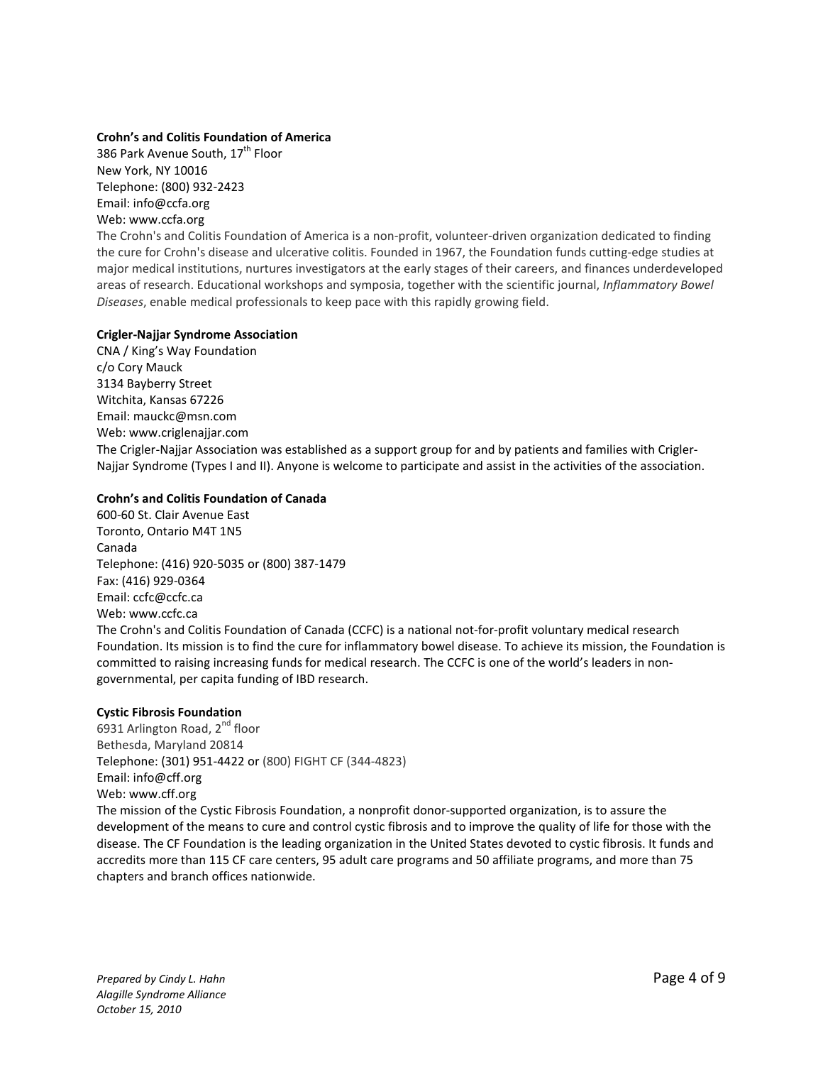**Crohn's and Colitis Foundation of America**
386 Park Avenue South, 17th Floor
New York, NY 10016
Telephone: (800) 932-2423
Email: info@ccfa.org
Web: www.ccfa.org
The Crohn's and Colitis Foundation of America is a non-profit, volunteer-driven organization dedicated to finding the cure for Crohn's disease and ulcerative colitis. Founded in 1967, the Foundation funds cutting-edge studies at major medical institutions, nurtures investigators at the early stages of their careers, and finances underdeveloped areas of research. Educational workshops and symposia, together with the scientific journal, *Inflammatory Bowel Diseases*, enable medical professionals to keep pace with this rapidly growing field.

**Crigler-Najjar Syndrome Association**
CNA / King's Way Foundation
c/o Cory Mauck
3134 Bayberry Street
Witchita, Kansas 67226
Email: mauckc@msn.com
Web: www.criglenajjar.com
The Crigler-Najjar Association was established as a support group for and by patients and families with Crigler-Najjar Syndrome (Types I and II). Anyone is welcome to participate and assist in the activities of the association.

**Crohn's and Colitis Foundation of Canada**
600-60 St. Clair Avenue East
Toronto, Ontario M4T 1N5
Canada
Telephone: (416) 920-5035 or (800) 387-1479
Fax: (416) 929-0364
Email: ccfc@ccfc.ca
Web: www.ccfc.ca
The Crohn's and Colitis Foundation of Canada (CCFC) is a national not-for-profit voluntary medical research Foundation. Its mission is to find the cure for inflammatory bowel disease. To achieve its mission, the Foundation is committed to raising increasing funds for medical research. The CCFC is one of the world's leaders in non-governmental, per capita funding of IBD research.

**Cystic Fibrosis Foundation**
6931 Arlington Road, 2nd floor
Bethesda, Maryland 20814
Telephone: (301) 951-4422 or (800) FIGHT CF (344-4823)
Email: info@cff.org
Web: www.cff.org
The mission of the Cystic Fibrosis Foundation, a nonprofit donor-supported organization, is to assure the development of the means to cure and control cystic fibrosis and to improve the quality of life for those with the disease. The CF Foundation is the leading organization in the United States devoted to cystic fibrosis. It funds and accredits more than 115 CF care centers, 95 adult care programs and 50 affiliate programs, and more than 75 chapters and branch offices nationwide.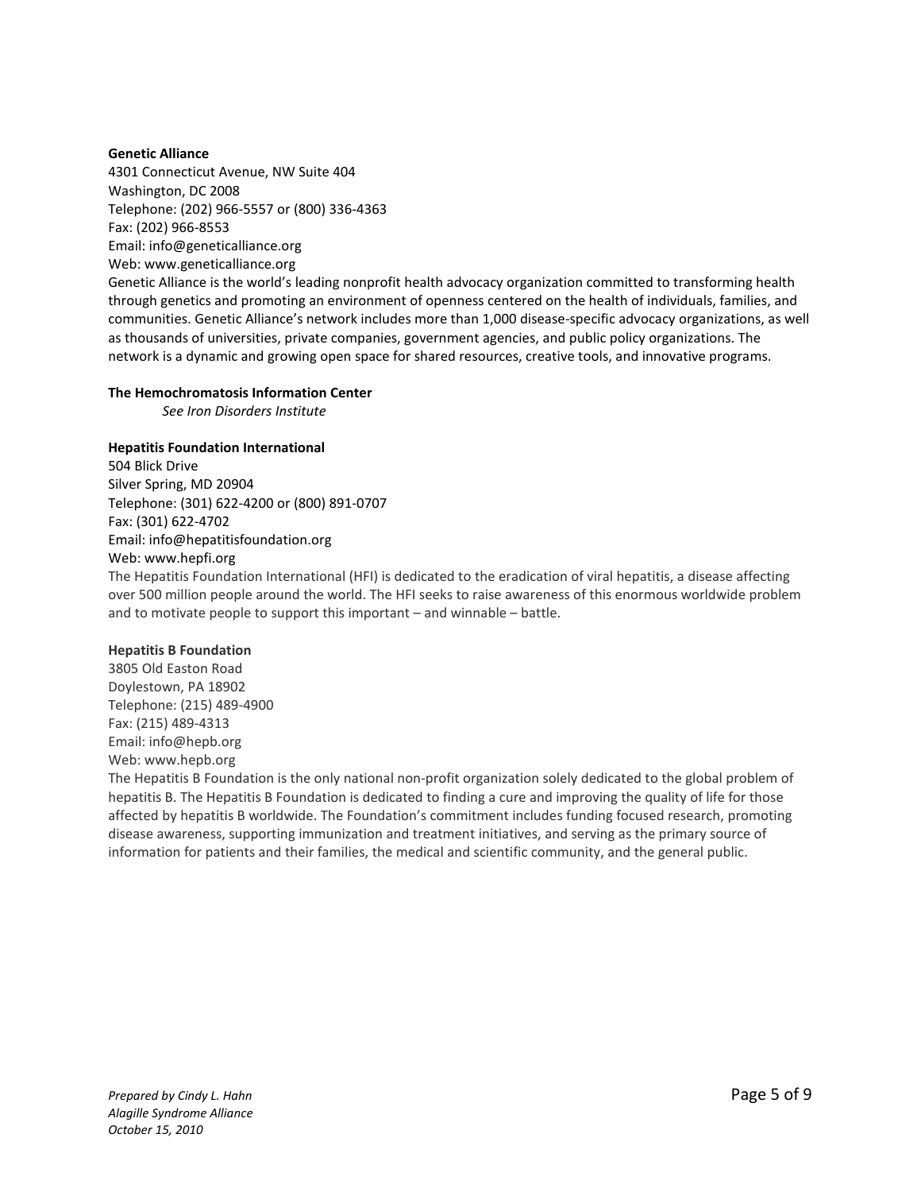**Genetic Alliance**
4301 Connecticut Avenue, NW Suite 404
Washington, DC 2008
Telephone: (202) 966-5557 or (800) 336-4363
Fax: (202) 966-8553
Email: info@geneticalliance.org
Web: www.geneticalliance.org
Genetic Alliance is the world's leading nonprofit health advocacy organization committed to transforming health through genetics and promoting an environment of openness centered on the health of individuals, families, and communities. Genetic Alliance's network includes more than 1,000 disease-specific advocacy organizations, as well as thousands of universities, private companies, government agencies, and public policy organizations. The network is a dynamic and growing open space for shared resources, creative tools, and innovative programs.

**The Hemochromatosis Information Center**
*See Iron Disorders Institute*

**Hepatitis Foundation International**
504 Blick Drive
Silver Spring, MD 20904
Telephone: (301) 622-4200 or (800) 891-0707
Fax: (301) 622-4702
Email: info@hepatitisfoundation.org
Web: www.hepfi.org
The Hepatitis Foundation International (HFI) is dedicated to the eradication of viral hepatitis, a disease affecting over 500 million people around the world. The HFI seeks to raise awareness of this enormous worldwide problem and to motivate people to support this important – and winnable – battle.

**Hepatitis B Foundation**
3805 Old Easton Road
Doylestown, PA 18902
Telephone: (215) 489-4900
Fax: (215) 489-4313
Email: info@hepb.org
Web: www.hepb.org
The Hepatitis B Foundation is the only national non-profit organization solely dedicated to the global problem of hepatitis B. The Hepatitis B Foundation is dedicated to finding a cure and improving the quality of life for those affected by hepatitis B worldwide. The Foundation's commitment includes funding focused research, promoting disease awareness, supporting immunization and treatment initiatives, and serving as the primary source of information for patients and their families, the medical and scientific community, and the general public.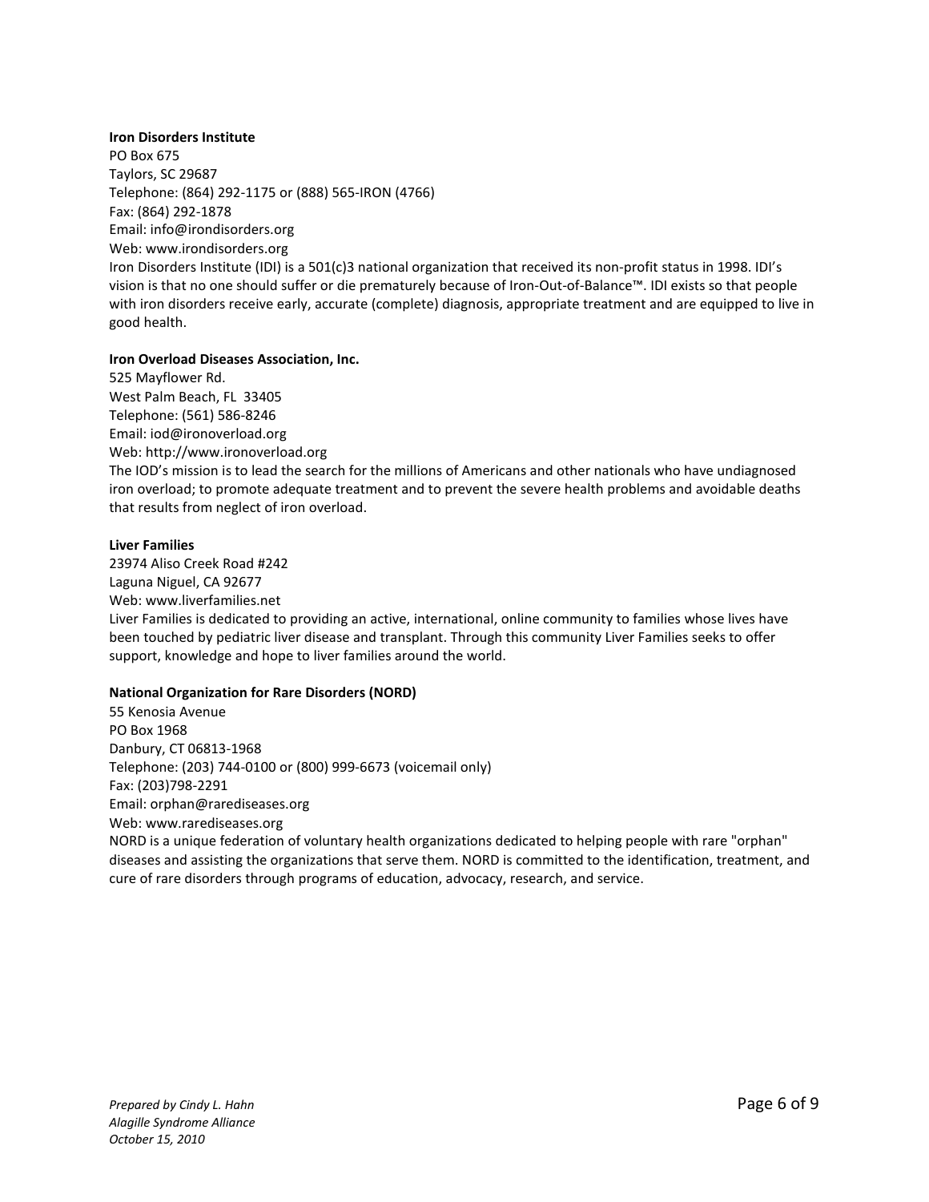**Iron Disorders Institute**
PO Box 675
Taylors, SC 29687
Telephone: (864) 292-1175 or (888) 565-IRON (4766)
Fax: (864) 292-1878
Email: info@irondisorders.org
Web: www.irondisorders.org
Iron Disorders Institute (IDI) is a 501(c)3 national organization that received its non-profit status in 1998. IDI's vision is that no one should suffer or die prematurely because of Iron-Out-of-Balance™. IDI exists so that people with iron disorders receive early, accurate (complete) diagnosis, appropriate treatment and are equipped to live in good health.

**Iron Overload Diseases Association, Inc.**
525 Mayflower Rd.
West Palm Beach, FL 33405
Telephone: (561) 586-8246
Email: iod@ironoverload.org
Web: http://www.ironoverload.org
The IOD's mission is to lead the search for the millions of Americans and other nationals who have undiagnosed iron overload; to promote adequate treatment and to prevent the severe health problems and avoidable deaths that results from neglect of iron overload.

**Liver Families**
23974 Aliso Creek Road #242
Laguna Niguel, CA 92677
Web: www.liverfamilies.net
Liver Families is dedicated to providing an active, international, online community to families whose lives have been touched by pediatric liver disease and transplant. Through this community Liver Families seeks to offer support, knowledge and hope to liver families around the world.

**National Organization for Rare Disorders (NORD)**
55 Kenosia Avenue
PO Box 1968
Danbury, CT 06813-1968
Telephone: (203) 744-0100 or (800) 999-6673 (voicemail only)
Fax: (203)798-2291
Email: orphan@rarediseases.org
Web: www.rarediseases.org
NORD is a unique federation of voluntary health organizations dedicated to helping people with rare "orphan" diseases and assisting the organizations that serve them. NORD is committed to the identification, treatment, and cure of rare disorders through programs of education, advocacy, research, and service.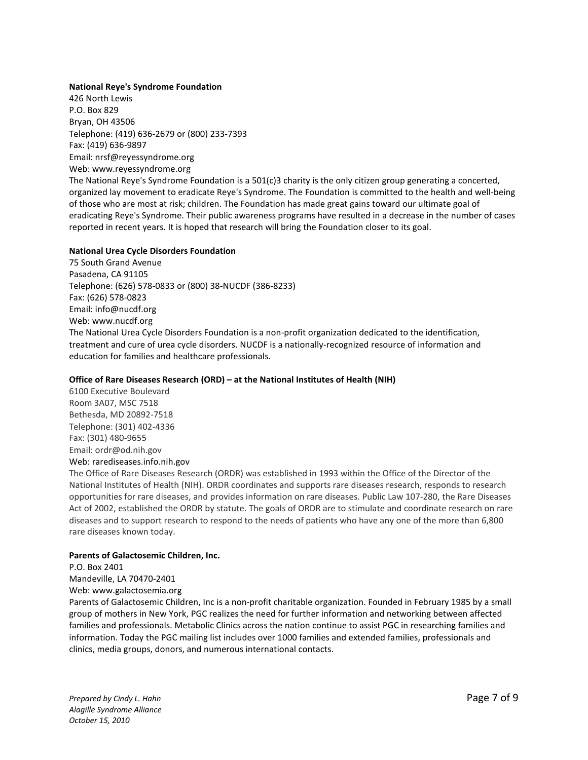**National Reye's Syndrome Foundation**
426 North Lewis
P.O. Box 829
Bryan, OH 43506
Telephone: (419) 636-2679 or (800) 233-7393
Fax: (419) 636-9897
Email: nrsf@reyessyndrome.org
Web: www.reyessyndrome.org
The National Reye's Syndrome Foundation is a 501(c)3 charity is the only citizen group generating a concerted, organized lay movement to eradicate Reye's Syndrome. The Foundation is committed to the health and well-being of those who are most at risk; children. The Foundation has made great gains toward our ultimate goal of eradicating Reye's Syndrome. Their public awareness programs have resulted in a decrease in the number of cases reported in recent years. It is hoped that research will bring the Foundation closer to its goal.

**National Urea Cycle Disorders Foundation**
75 South Grand Avenue
Pasadena, CA 91105
Telephone: (626) 578-0833 or (800) 38-NUCDF (386-8233)
Fax: (626) 578-0823
Email: info@nucdf.org
Web: www.nucdf.org
The National Urea Cycle Disorders Foundation is a non-profit organization dedicated to the identification, treatment and cure of urea cycle disorders. NUCDF is a nationally-recognized resource of information and education for families and healthcare professionals.

**Office of Rare Diseases Research (ORD) – at the National Institutes of Health (NIH)**
6100 Executive Boulevard
Room 3A07, MSC 7518
Bethesda, MD 20892-7518
Telephone: (301) 402-4336
Fax: (301) 480-9655
Email: ordr@od.nih.gov
Web: rarediseases.info.nih.gov
The Office of Rare Diseases Research (ORDR) was established in 1993 within the Office of the Director of the National Institutes of Health (NIH). ORDR coordinates and supports rare diseases research, responds to research opportunities for rare diseases, and provides information on rare diseases. Public Law 107-280, the Rare Diseases Act of 2002, established the ORDR by statute. The goals of ORDR are to stimulate and coordinate research on rare diseases and to support research to respond to the needs of patients who have any one of the more than 6,800 rare diseases known today.

**Parents of Galactosemic Children, Inc.**
P.O. Box 2401
Mandeville, LA 70470-2401
Web: www.galactosemia.org
Parents of Galactosemic Children, Inc is a non-profit charitable organization. Founded in February 1985 by a small group of mothers in New York, PGC realizes the need for further information and networking between affected families and professionals. Metabolic Clinics across the nation continue to assist PGC in researching families and information. Today the PGC mailing list includes over 1000 families and extended families, professionals and clinics, media groups, donors, and numerous international contacts.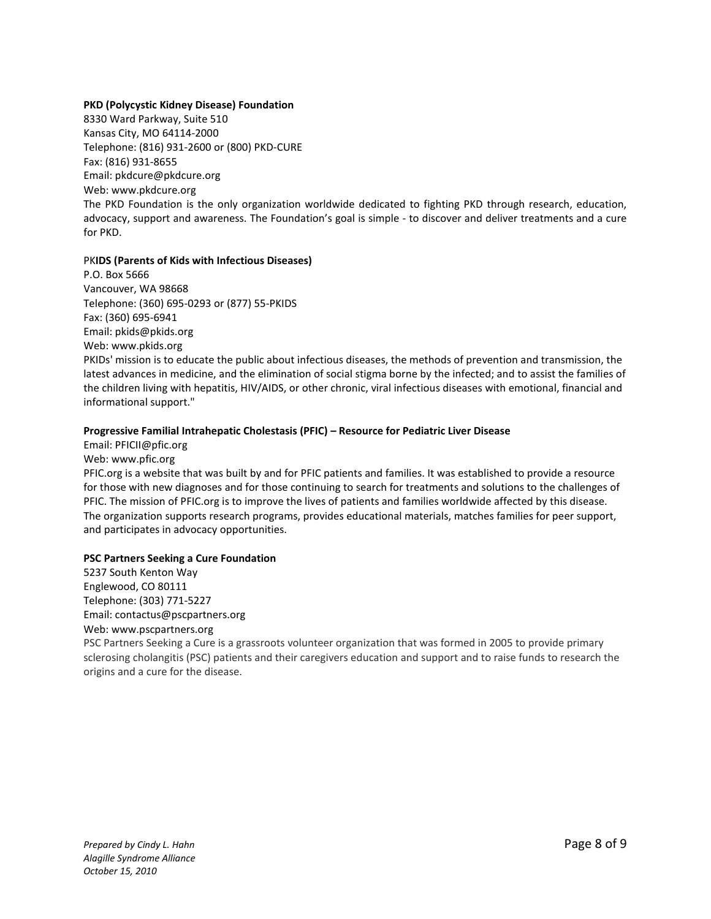**PKD (Polycystic Kidney Disease) Foundation**
8330 Ward Parkway, Suite 510
Kansas City, MO 64114-2000
Telephone: (816) 931-2600 or (800) PKD-CURE
Fax: (816) 931-8655
Email: pkdcure@pkdcure.org
Web: www.pkdcure.org
The PKD Foundation is the only organization worldwide dedicated to fighting PKD through research, education, advocacy, support and awareness. The Foundation's goal is simple - to discover and deliver treatments and a cure for PKD.

PK**IDS (Parents of Kids with Infectious Diseases)**
P.O. Box 5666
Vancouver, WA 98668
Telephone: (360) 695-0293 or (877) 55-PKIDS
Fax: (360) 695-6941
Email: pkids@pkids.org
Web: www.pkids.org
PKIDs' mission is to educate the public about infectious diseases, the methods of prevention and transmission, the latest advances in medicine, and the elimination of social stigma borne by the infected; and to assist the families of the children living with hepatitis, HIV/AIDS, or other chronic, viral infectious diseases with emotional, financial and informational support."

**Progressive Familial Intrahepatic Cholestasis (PFIC) – Resource for Pediatric Liver Disease**
Email: PFICII@pfic.org
Web: www.pfic.org
PFIC.org is a website that was built by and for PFIC patients and families. It was established to provide a resource for those with new diagnoses and for those continuing to search for treatments and solutions to the challenges of PFIC. The mission of PFIC.org is to improve the lives of patients and families worldwide affected by this disease. The organization supports research programs, provides educational materials, matches families for peer support, and participates in advocacy opportunities.

**PSC Partners Seeking a Cure Foundation**
5237 South Kenton Way
Englewood, CO 80111
Telephone: (303) 771-5227
Email: contactus@pscpartners.org
Web: www.pscpartners.org
PSC Partners Seeking a Cure is a grassroots volunteer organization that was formed in 2005 to provide primary sclerosing cholangitis (PSC) patients and their caregivers education and support and to raise funds to research the origins and a cure for the disease.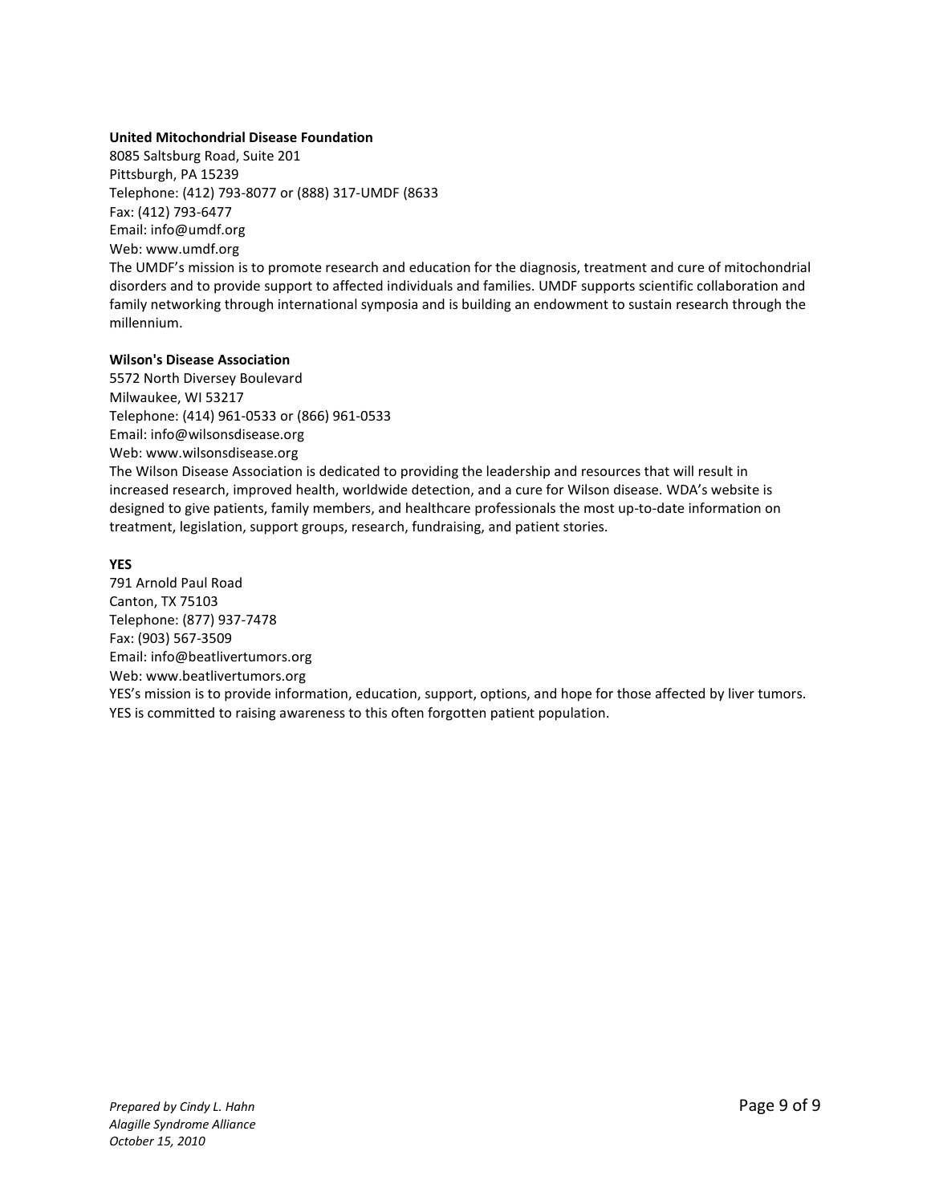**United Mitochondrial Disease Foundation**
8085 Saltsburg Road, Suite 201
Pittsburgh, PA 15239
Telephone: (412) 793-8077 or (888) 317-UMDF (8633
Fax: (412) 793-6477
Email: info@umdf.org
Web: www.umdf.org
The UMDF's mission is to promote research and education for the diagnosis, treatment and cure of mitochondrial disorders and to provide support to affected individuals and families. UMDF supports scientific collaboration and family networking through international symposia and is building an endowment to sustain research through the millennium.

**Wilson's Disease Association**
5572 North Diversey Boulevard
Milwaukee, WI 53217
Telephone: (414) 961-0533 or (866) 961-0533
Email: info@wilsonsdisease.org
Web: www.wilsonsdisease.org
The Wilson Disease Association is dedicated to providing the leadership and resources that will result in increased research, improved health, worldwide detection, and a cure for Wilson disease. WDA's website is designed to give patients, family members, and healthcare professionals the most up-to-date information on treatment, legislation, support groups, research, fundraising, and patient stories.

**YES**
791 Arnold Paul Road
Canton, TX 75103
Telephone: (877) 937-7478
Fax: (903) 567-3509
Email: info@beatlivertumors.org
Web: www.beatlivertumors.org
YES's mission is to provide information, education, support, options, and hope for those affected by liver tumors. YES is committed to raising awareness to this often forgotten patient population.

*Prepared by Cindy L. Hahn*
*Alagille Syndrome Alliance*
*October 15, 2010*